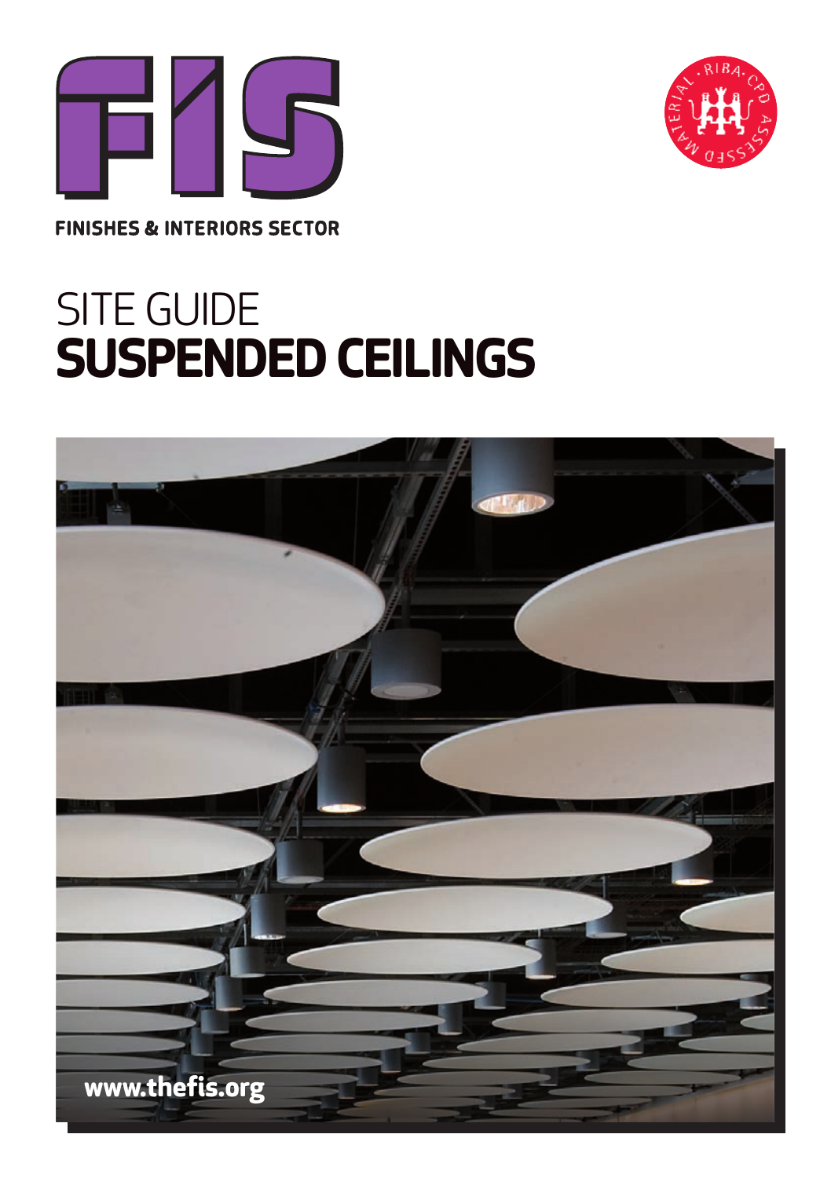# FIS

FINISHES & INTERIORS SECTOR

RIBA CPD ASSESSED MATERIAL

# SITE GUIDE
# SUSPENDED CEILINGS

www.thefis.org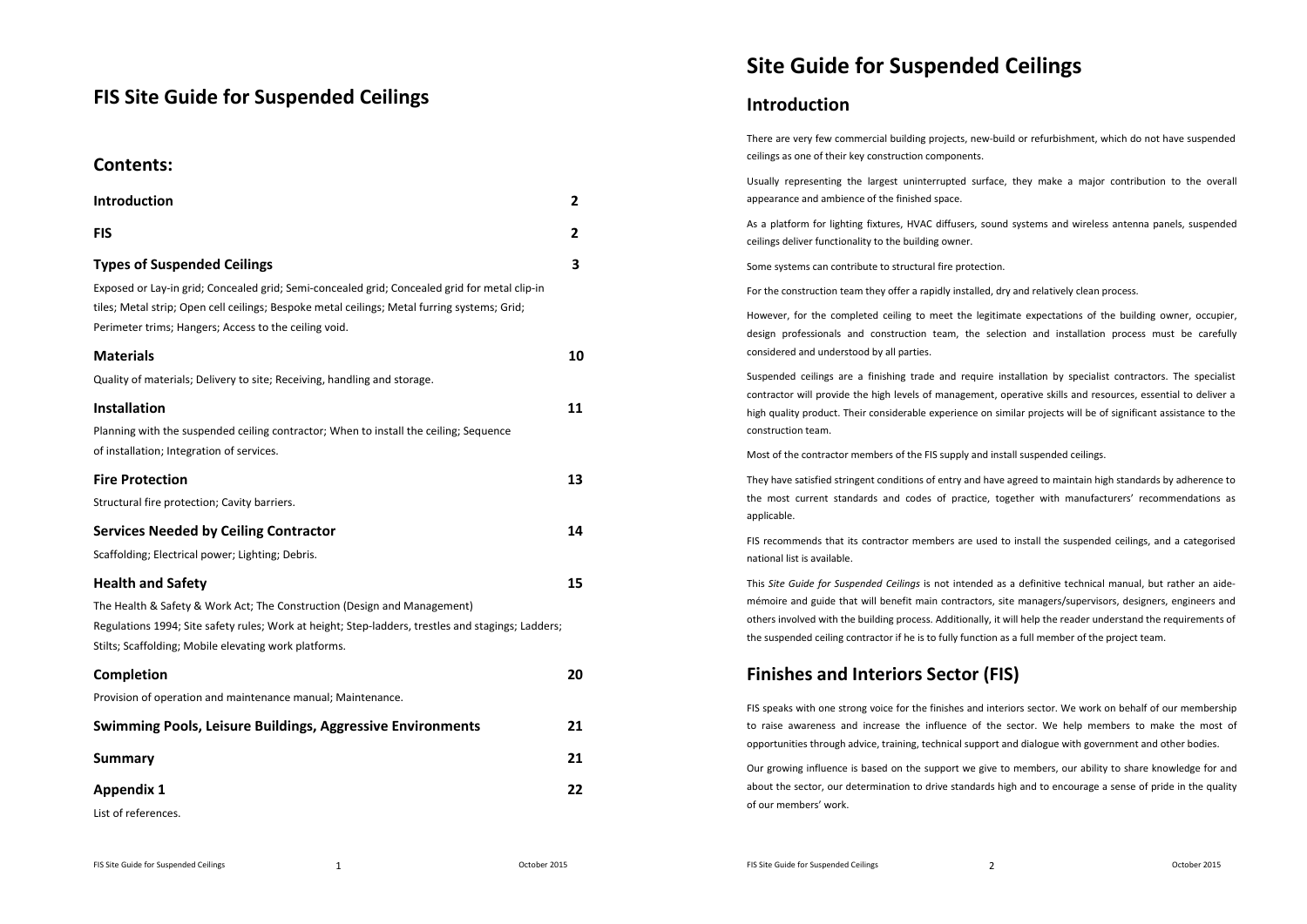# FIS Site Guide for Suspended Ceilings

## Contents:

| | |
|---|---|
| **Introduction** | **2** |
| **FIS** | **2** |
| **Types of Suspended Ceilings** | **3** |
| Exposed or Lay-in grid; Concealed grid; Semi-concealed grid; Concealed grid for metal clip-in tiles; Metal strip; Open cell ceilings; Bespoke metal ceilings; Metal furring systems; Grid; Perimeter trims; Hangers; Access to the ceiling void. | |
| **Materials** | **10** |
| Quality of materials; Delivery to site; Receiving, handling and storage. | |
| **Installation** | **11** |
| Planning with the suspended ceiling contractor; When to install the ceiling; Sequence of installation; Integration of services. | |
| **Fire Protection** | **13** |
| Structural fire protection; Cavity barriers. | |
| **Services Needed by Ceiling Contractor** | **14** |
| Scaffolding; Electrical power; Lighting; Debris. | |
| **Health and Safety** | **15** |
| The Health & Safety & Work Act; The Construction (Design and Management) Regulations 1994; Site safety rules; Work at height; Step-ladders, trestles and stagings; Ladders; Stilts; Scaffolding; Mobile elevating work platforms. | |
| **Completion** | **20** |
| Provision of operation and maintenance manual; Maintenance. | |
| **Swimming Pools, Leisure Buildings, Aggressive Environments** | **21** |
| **Summary** | **21** |
| **Appendix 1** | **22** |
| List of references. | |

# Site Guide for Suspended Ceilings

## Introduction

There are very few commercial building projects, new-build or refurbishment, which do not have suspended ceilings as one of their key construction components.

Usually representing the largest uninterrupted surface, they make a major contribution to the overall appearance and ambience of the finished space.

As a platform for lighting fixtures, HVAC diffusers, sound systems and wireless antenna panels, suspended ceilings deliver functionality to the building owner.

Some systems can contribute to structural fire protection.

For the construction team they offer a rapidly installed, dry and relatively clean process.

However, for the completed ceiling to meet the legitimate expectations of the building owner, occupier, design professionals and construction team, the selection and installation process must be carefully considered and understood by all parties.

Suspended ceilings are a finishing trade and require installation by specialist contractors. The specialist contractor will provide the high levels of management, operative skills and resources, essential to deliver a high quality product. Their considerable experience on similar projects will be of significant assistance to the construction team.

Most of the contractor members of the FIS supply and install suspended ceilings.

They have satisfied stringent conditions of entry and have agreed to maintain high standards by adherence to the most current standards and codes of practice, together with manufacturers' recommendations as applicable.

FIS recommends that its contractor members are used to install the suspended ceilings, and a categorised national list is available.

This *Site Guide for Suspended Ceilings* is not intended as a definitive technical manual, but rather an aide-mémoire and guide that will benefit main contractors, site managers/supervisors, designers, engineers and others involved with the building process. Additionally, it will help the reader understand the requirements of the suspended ceiling contractor if he is to fully function as a full member of the project team.

# Finishes and Interiors Sector (FIS)

FIS speaks with one strong voice for the finishes and interiors sector. We work on behalf of our membership to raise awareness and increase the influence of the sector. We help members to make the most of opportunities through advice, training, technical support and dialogue with government and other bodies.

Our growing influence is based on the support we give to members, our ability to share knowledge for and about the sector, our determination to drive standards high and to encourage a sense of pride in the quality of our members' work.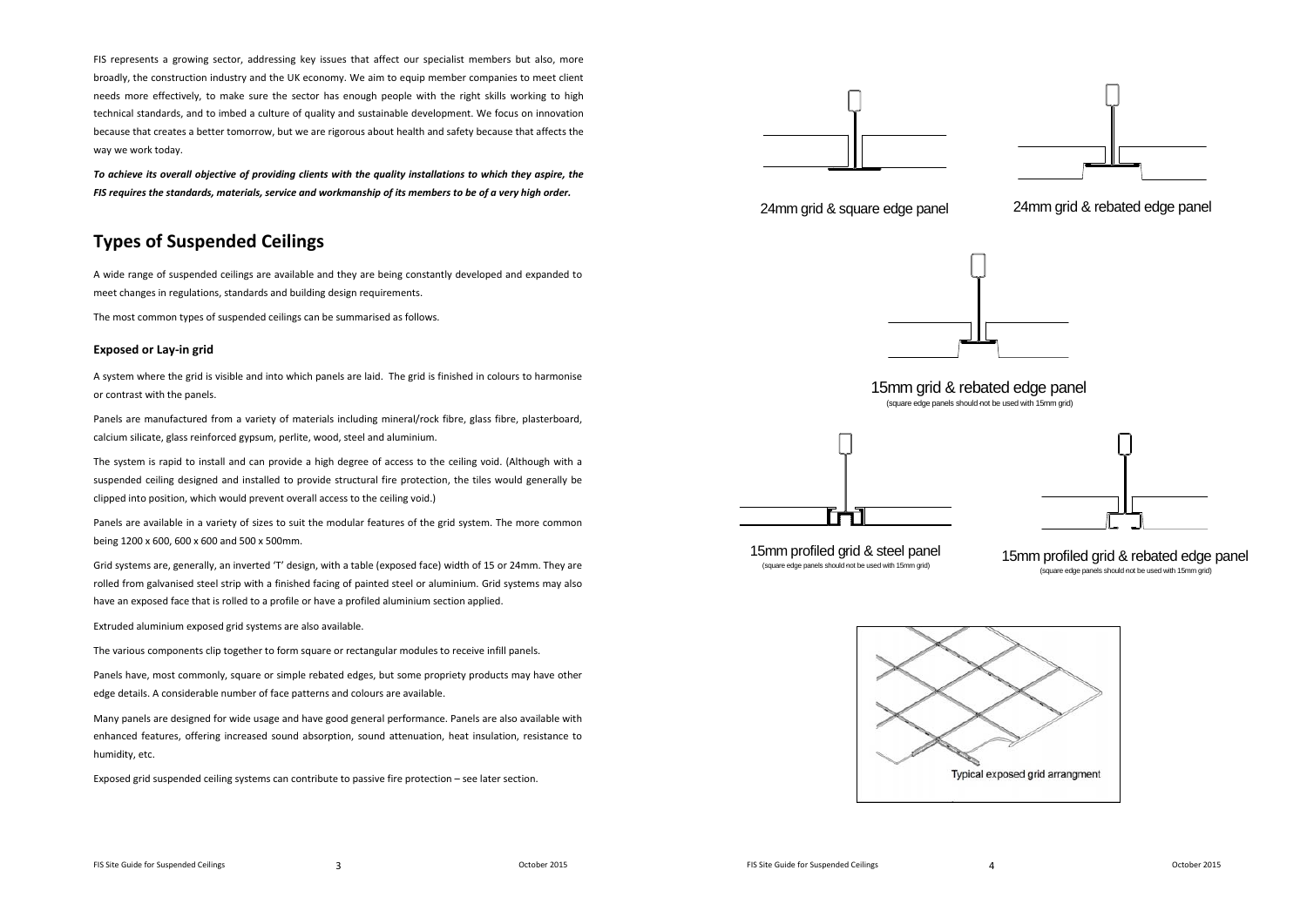FIS represents a growing sector, addressing key issues that affect our specialist members but also, more broadly, the construction industry and the UK economy. We aim to equip member companies to meet client needs more effectively, to make sure the sector has enough people with the right skills working to high technical standards, and to imbed a culture of quality and sustainable development. We focus on innovation because that creates a better tomorrow, but we are rigorous about health and safety because that affects the way we work today.

***To achieve its overall objective of providing clients with the quality installations to which they aspire, the FIS requires the standards, materials, service and workmanship of its members to be of a very high order.***

## Types of Suspended Ceilings

A wide range of suspended ceilings are available and they are being constantly developed and expanded to meet changes in regulations, standards and building design requirements.

The most common types of suspended ceilings can be summarised as follows.

### Exposed or Lay-in grid

A system where the grid is visible and into which panels are laid. The grid is finished in colours to harmonise or contrast with the panels.

Panels are manufactured from a variety of materials including mineral/rock fibre, glass fibre, plasterboard, calcium silicate, glass reinforced gypsum, perlite, wood, steel and aluminium.

The system is rapid to install and can provide a high degree of access to the ceiling void. (Although with a suspended ceiling designed and installed to provide structural fire protection, the tiles would generally be clipped into position, which would prevent overall access to the ceiling void.)

Panels are available in a variety of sizes to suit the modular features of the grid system. The more common being 1200 x 600, 600 x 600 and 500 x 500mm.

Grid systems are, generally, an inverted 'T' design, with a table (exposed face) width of 15 or 24mm. They are rolled from galvanised steel strip with a finished facing of painted steel or aluminium. Grid systems may also have an exposed face that is rolled to a profile or have a profiled aluminium section applied.

Extruded aluminium exposed grid systems are also available.

The various components clip together to form square or rectangular modules to receive infill panels.

Panels have, most commonly, square or simple rebated edges, but some propriety products may have other edge details. A considerable number of face patterns and colours are available.

Many panels are designed for wide usage and have good general performance. Panels are also available with enhanced features, offering increased sound absorption, sound attenuation, heat insulation, resistance to humidity, etc.

Exposed grid suspended ceiling systems can contribute to passive fire protection – see later section.

24mm grid & square edge panel

24mm grid & rebated edge panel

15mm grid & rebated edge panel
(square edge panels should not be used with 15mm grid)

15mm profiled grid & steel panel
(square edge panels should not be used with 15mm grid)

15mm profiled grid & rebated edge panel
(square edge panels should not be used with 15mm grid)

Typical exposed grid arrangment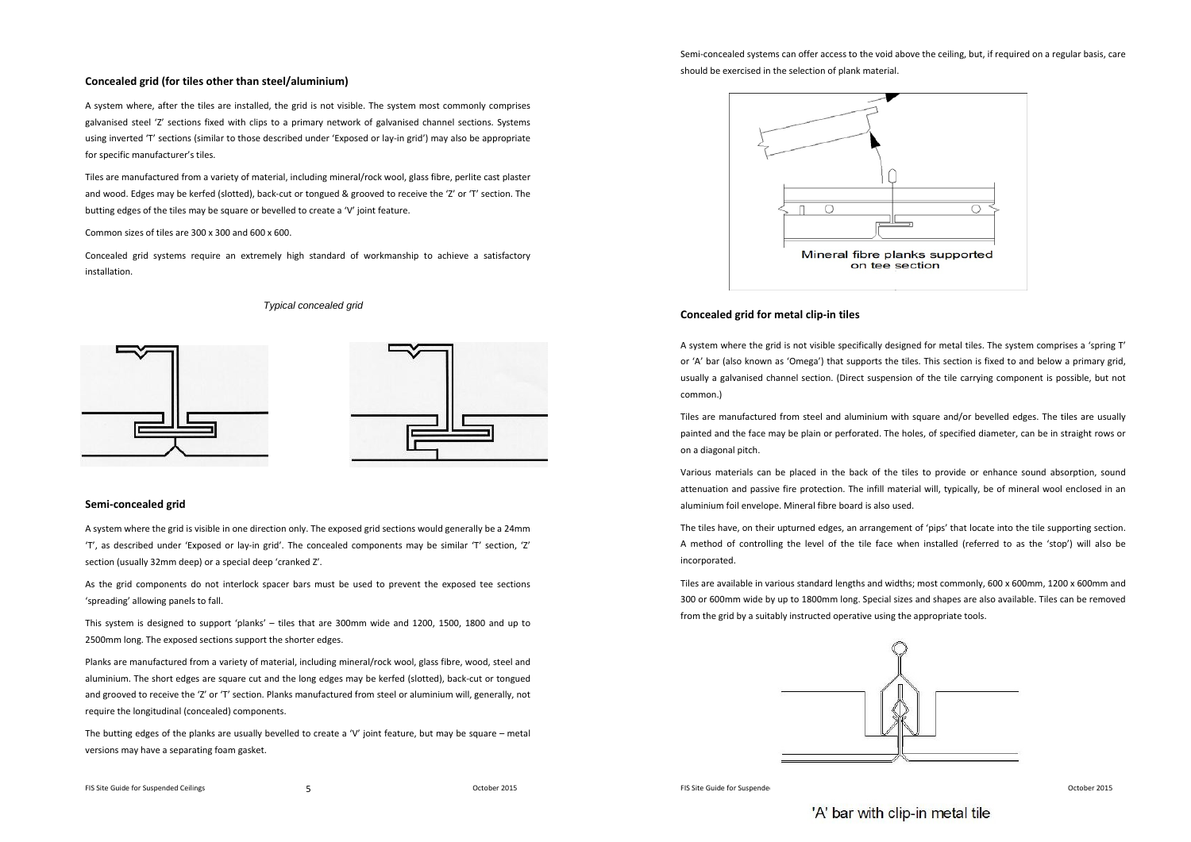### Concealed grid (for tiles other than steel/aluminium)

A system where, after the tiles are installed, the grid is not visible. The system most commonly comprises galvanised steel 'Z' sections fixed with clips to a primary network of galvanised channel sections. Systems using inverted 'T' sections (similar to those described under 'Exposed or lay-in grid') may also be appropriate for specific manufacturer's tiles.

Tiles are manufactured from a variety of material, including mineral/rock wool, glass fibre, perlite cast plaster and wood. Edges may be kerfed (slotted), back-cut or tongued & grooved to receive the 'Z' or 'T' section. The butting edges of the tiles may be square or bevelled to create a 'V' joint feature.

Common sizes of tiles are 300 x 300 and 600 x 600.

Concealed grid systems require an extremely high standard of workmanship to achieve a satisfactory installation.

*Typical concealed grid*

### Semi-concealed grid

A system where the grid is visible in one direction only. The exposed grid sections would generally be a 24mm 'T', as described under 'Exposed or lay-in grid'. The concealed components may be similar 'T' section, 'Z' section (usually 32mm deep) or a special deep 'cranked Z'.

As the grid components do not interlock spacer bars must be used to prevent the exposed tee sections 'spreading' allowing panels to fall.

This system is designed to support 'planks' – tiles that are 300mm wide and 1200, 1500, 1800 and up to 2500mm long. The exposed sections support the shorter edges.

Planks are manufactured from a variety of material, including mineral/rock wool, glass fibre, wood, steel and aluminium. The short edges are square cut and the long edges may be kerfed (slotted), back-cut or tongued and grooved to receive the 'Z' or 'T' section. Planks manufactured from steel or aluminium will, generally, not require the longitudinal (concealed) components.

The butting edges of the planks are usually bevelled to create a 'V' joint feature, but may be square – metal versions may have a separating foam gasket.

Semi-concealed systems can offer access to the void above the ceiling, but, if required on a regular basis, care should be exercised in the selection of plank material.

Mineral fibre planks supported on tee section

### Concealed grid for metal clip-in tiles

A system where the grid is not visible specifically designed for metal tiles. The system comprises a 'spring T' or 'A' bar (also known as 'Omega') that supports the tiles. This section is fixed to and below a primary grid, usually a galvanised channel section. (Direct suspension of the tile carrying component is possible, but not common.)

Tiles are manufactured from steel and aluminium with square and/or bevelled edges. The tiles are usually painted and the face may be plain or perforated. The holes, of specified diameter, can be in straight rows or on a diagonal pitch.

Various materials can be placed in the back of the tiles to provide or enhance sound absorption, sound attenuation and passive fire protection. The infill material will, typically, be of mineral wool enclosed in an aluminium foil envelope. Mineral fibre board is also used.

The tiles have, on their upturned edges, an arrangement of 'pips' that locate into the tile supporting section. A method of controlling the level of the tile face when installed (referred to as the 'stop') will also be incorporated.

Tiles are available in various standard lengths and widths; most commonly, 600 x 600mm, 1200 x 600mm and 300 or 600mm wide by up to 1800mm long. Special sizes and shapes are also available. Tiles can be removed from the grid by a suitably instructed operative using the appropriate tools.

'A' bar with clip-in metal tile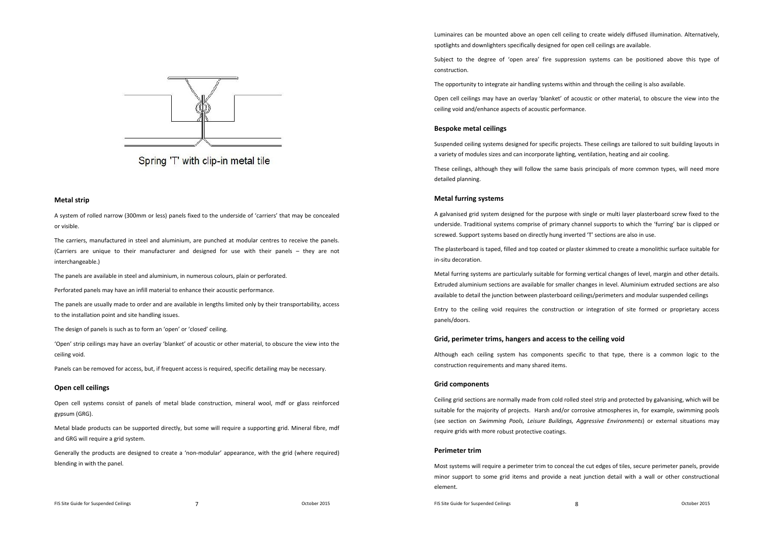Spring 'T' with clip-in metal tile

### Metal strip

A system of rolled narrow (300mm or less) panels fixed to the underside of 'carriers' that may be concealed or visible.

The carriers, manufactured in steel and aluminium, are punched at modular centres to receive the panels. (Carriers are unique to their manufacturer and designed for use with their panels – they are not interchangeable.)

The panels are available in steel and aluminium, in numerous colours, plain or perforated.

Perforated panels may have an infill material to enhance their acoustic performance.

The panels are usually made to order and are available in lengths limited only by their transportability, access to the installation point and site handling issues.

The design of panels is such as to form an 'open' or 'closed' ceiling.

'Open' strip ceilings may have an overlay 'blanket' of acoustic or other material, to obscure the view into the ceiling void.

Panels can be removed for access, but, if frequent access is required, specific detailing may be necessary.

### Open cell ceilings

Open cell systems consist of panels of metal blade construction, mineral wool, mdf or glass reinforced gypsum (GRG).

Metal blade products can be supported directly, but some will require a supporting grid. Mineral fibre, mdf and GRG will require a grid system.

Generally the products are designed to create a 'non-modular' appearance, with the grid (where required) blending in with the panel.

Luminaires can be mounted above an open cell ceiling to create widely diffused illumination. Alternatively, spotlights and downlighters specifically designed for open cell ceilings are available.

Subject to the degree of 'open area' fire suppression systems can be positioned above this type of construction.

The opportunity to integrate air handling systems within and through the ceiling is also available.

Open cell ceilings may have an overlay 'blanket' of acoustic or other material, to obscure the view into the ceiling void and/enhance aspects of acoustic performance.

### Bespoke metal ceilings

Suspended ceiling systems designed for specific projects. These ceilings are tailored to suit building layouts in a variety of modules sizes and can incorporate lighting, ventilation, heating and air cooling.

These ceilings, although they will follow the same basis principals of more common types, will need more detailed planning.

### Metal furring systems

A galvanised grid system designed for the purpose with single or multi layer plasterboard screw fixed to the underside. Traditional systems comprise of primary channel supports to which the 'furring' bar is clipped or screwed. Support systems based on directly hung inverted 'T' sections are also in use.

The plasterboard is taped, filled and top coated or plaster skimmed to create a monolithic surface suitable for in-situ decoration.

Metal furring systems are particularly suitable for forming vertical changes of level, margin and other details. Extruded aluminium sections are available for smaller changes in level. Aluminium extruded sections are also available to detail the junction between plasterboard ceilings/perimeters and modular suspended ceilings

Entry to the ceiling void requires the construction or integration of site formed or proprietary access panels/doors.

### Grid, perimeter trims, hangers and access to the ceiling void

Although each ceiling system has components specific to that type, there is a common logic to the construction requirements and many shared items.

### Grid components

Ceiling grid sections are normally made from cold rolled steel strip and protected by galvanising, which will be suitable for the majority of projects. Harsh and/or corrosive atmospheres in, for example, swimming pools (see section on *Swimming Pools, Leisure Buildings, Aggressive Environments*) or external situations may require grids with more robust protective coatings.

### Perimeter trim

Most systems will require a perimeter trim to conceal the cut edges of tiles, secure perimeter panels, provide minor support to some grid items and provide a neat junction detail with a wall or other constructional element.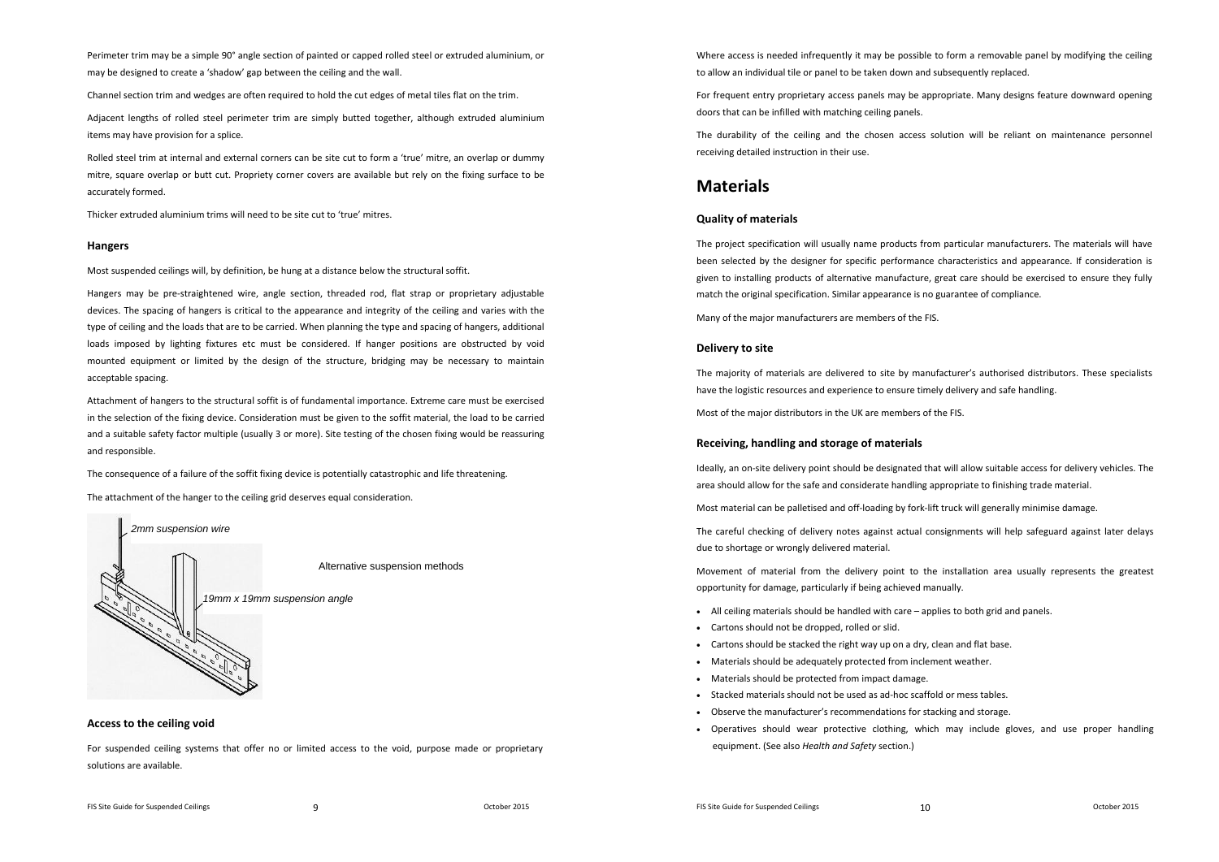Perimeter trim may be a simple 90° angle section of painted or capped rolled steel or extruded aluminium, or may be designed to create a 'shadow' gap between the ceiling and the wall.

Channel section trim and wedges are often required to hold the cut edges of metal tiles flat on the trim.

Adjacent lengths of rolled steel perimeter trim are simply butted together, although extruded aluminium items may have provision for a splice.

Rolled steel trim at internal and external corners can be site cut to form a 'true' mitre, an overlap or dummy mitre, square overlap or butt cut. Propriety corner covers are available but rely on the fixing surface to be accurately formed.

Thicker extruded aluminium trims will need to be site cut to 'true' mitres.

### Hangers

Most suspended ceilings will, by definition, be hung at a distance below the structural soffit.

Hangers may be pre-straightened wire, angle section, threaded rod, flat strap or proprietary adjustable devices. The spacing of hangers is critical to the appearance and integrity of the ceiling and varies with the type of ceiling and the loads that are to be carried. When planning the type and spacing of hangers, additional loads imposed by lighting fixtures etc must be considered. If hanger positions are obstructed by void mounted equipment or limited by the design of the structure, bridging may be necessary to maintain acceptable spacing.

Attachment of hangers to the structural soffit is of fundamental importance. Extreme care must be exercised in the selection of the fixing device. Consideration must be given to the soffit material, the load to be carried and a suitable safety factor multiple (usually 3 or more). Site testing of the chosen fixing would be reassuring and responsible.

The consequence of a failure of the soffit fixing device is potentially catastrophic and life threatening.

The attachment of the hanger to the ceiling grid deserves equal consideration.

*2mm suspension wire*

*19mm x 19mm suspension angle*

Alternative suspension methods

### Access to the ceiling void

For suspended ceiling systems that offer no or limited access to the void, purpose made or proprietary solutions are available.

Where access is needed infrequently it may be possible to form a removable panel by modifying the ceiling to allow an individual tile or panel to be taken down and subsequently replaced.

For frequent entry proprietary access panels may be appropriate. Many designs feature downward opening doors that can be infilled with matching ceiling panels.

The durability of the ceiling and the chosen access solution will be reliant on maintenance personnel receiving detailed instruction in their use.

## Materials

### Quality of materials

The project specification will usually name products from particular manufacturers. The materials will have been selected by the designer for specific performance characteristics and appearance. If consideration is given to installing products of alternative manufacture, great care should be exercised to ensure they fully match the original specification. Similar appearance is no guarantee of compliance.

Many of the major manufacturers are members of the FIS.

### Delivery to site

The majority of materials are delivered to site by manufacturer's authorised distributors. These specialists have the logistic resources and experience to ensure timely delivery and safe handling.

Most of the major distributors in the UK are members of the FIS.

### Receiving, handling and storage of materials

Ideally, an on-site delivery point should be designated that will allow suitable access for delivery vehicles. The area should allow for the safe and considerate handling appropriate to finishing trade material.

Most material can be palletised and off-loading by fork-lift truck will generally minimise damage.

The careful checking of delivery notes against actual consignments will help safeguard against later delays due to shortage or wrongly delivered material.

Movement of material from the delivery point to the installation area usually represents the greatest opportunity for damage, particularly if being achieved manually.

- All ceiling materials should be handled with care – applies to both grid and panels.
- Cartons should not be dropped, rolled or slid.
- Cartons should be stacked the right way up on a dry, clean and flat base.
- Materials should be adequately protected from inclement weather.
- Materials should be protected from impact damage.
- Stacked materials should not be used as ad-hoc scaffold or mess tables.
- Observe the manufacturer's recommendations for stacking and storage.
- Operatives should wear protective clothing, which may include gloves, and use proper handling equipment. (See also *Health and Safety* section.)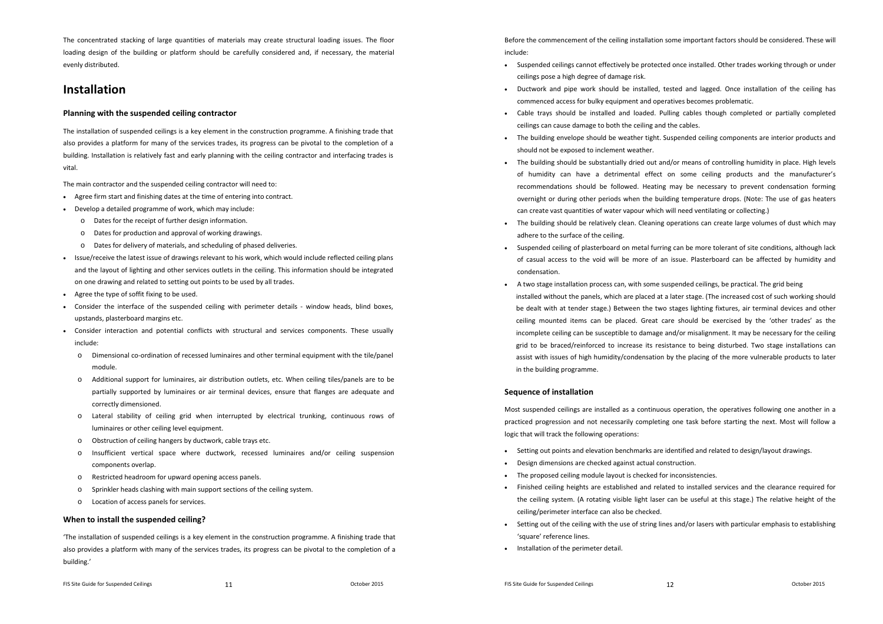The concentrated stacking of large quantities of materials may create structural loading issues. The floor loading design of the building or platform should be carefully considered and, if necessary, the material evenly distributed.

# Installation

### Planning with the suspended ceiling contractor

The installation of suspended ceilings is a key element in the construction programme. A finishing trade that also provides a platform for many of the services trades, its progress can be pivotal to the completion of a building. Installation is relatively fast and early planning with the ceiling contractor and interfacing trades is vital.

The main contractor and the suspended ceiling contractor will need to:

- Agree firm start and finishing dates at the time of entering into contract.
- Develop a detailed programme of work, which may include:
  - Dates for the receipt of further design information.
  - Dates for production and approval of working drawings.
  - Dates for delivery of materials, and scheduling of phased deliveries.
- Issue/receive the latest issue of drawings relevant to his work, which would include reflected ceiling plans and the layout of lighting and other services outlets in the ceiling. This information should be integrated on one drawing and related to setting out points to be used by all trades.
- Agree the type of soffit fixing to be used.
- Consider the interface of the suspended ceiling with perimeter details - window heads, blind boxes, upstands, plasterboard margins etc.
- Consider interaction and potential conflicts with structural and services components. These usually include:
  - Dimensional co-ordination of recessed luminaires and other terminal equipment with the tile/panel module.
  - Additional support for luminaires, air distribution outlets, etc. When ceiling tiles/panels are to be partially supported by luminaires or air terminal devices, ensure that flanges are adequate and correctly dimensioned.
  - Lateral stability of ceiling grid when interrupted by electrical trunking, continuous rows of luminaires or other ceiling level equipment.
  - Obstruction of ceiling hangers by ductwork, cable trays etc.
  - Insufficient vertical space where ductwork, recessed luminaires and/or ceiling suspension components overlap.
  - Restricted headroom for upward opening access panels.
  - Sprinkler heads clashing with main support sections of the ceiling system.
  - Location of access panels for services.

### When to install the suspended ceiling?

'The installation of suspended ceilings is a key element in the construction programme. A finishing trade that also provides a platform with many of the services trades, its progress can be pivotal to the completion of a building.'

Before the commencement of the ceiling installation some important factors should be considered. These will include:

- Suspended ceilings cannot effectively be protected once installed. Other trades working through or under ceilings pose a high degree of damage risk.
- Ductwork and pipe work should be installed, tested and lagged. Once installation of the ceiling has commenced access for bulky equipment and operatives becomes problematic.
- Cable trays should be installed and loaded. Pulling cables though completed or partially completed ceilings can cause damage to both the ceiling and the cables.
- The building envelope should be weather tight. Suspended ceiling components are interior products and should not be exposed to inclement weather.
- The building should be substantially dried out and/or means of controlling humidity in place. High levels of humidity can have a detrimental effect on some ceiling products and the manufacturer's recommendations should be followed. Heating may be necessary to prevent condensation forming overnight or during other periods when the building temperature drops. (Note: The use of gas heaters can create vast quantities of water vapour which will need ventilating or collecting.)
- The building should be relatively clean. Cleaning operations can create large volumes of dust which may adhere to the surface of the ceiling.
- Suspended ceiling of plasterboard on metal furring can be more tolerant of site conditions, although lack of casual access to the void will be more of an issue. Plasterboard can be affected by humidity and condensation.
- A two stage installation process can, with some suspended ceilings, be practical. The grid being installed without the panels, which are placed at a later stage. (The increased cost of such working should be dealt with at tender stage.) Between the two stages lighting fixtures, air terminal devices and other ceiling mounted items can be placed. Great care should be exercised by the 'other trades' as the incomplete ceiling can be susceptible to damage and/or misalignment. It may be necessary for the ceiling grid to be braced/reinforced to increase its resistance to being disturbed. Two stage installations can assist with issues of high humidity/condensation by the placing of the more vulnerable products to later in the building programme.

### Sequence of installation

Most suspended ceilings are installed as a continuous operation, the operatives following one another in a practiced progression and not necessarily completing one task before starting the next. Most will follow a logic that will track the following operations:

- Setting out points and elevation benchmarks are identified and related to design/layout drawings.
- Design dimensions are checked against actual construction.
- The proposed ceiling module layout is checked for inconsistencies.
- Finished ceiling heights are established and related to installed services and the clearance required for the ceiling system. (A rotating visible light laser can be useful at this stage.) The relative height of the ceiling/perimeter interface can also be checked.
- Setting out of the ceiling with the use of string lines and/or lasers with particular emphasis to establishing 'square' reference lines.
- Installation of the perimeter detail.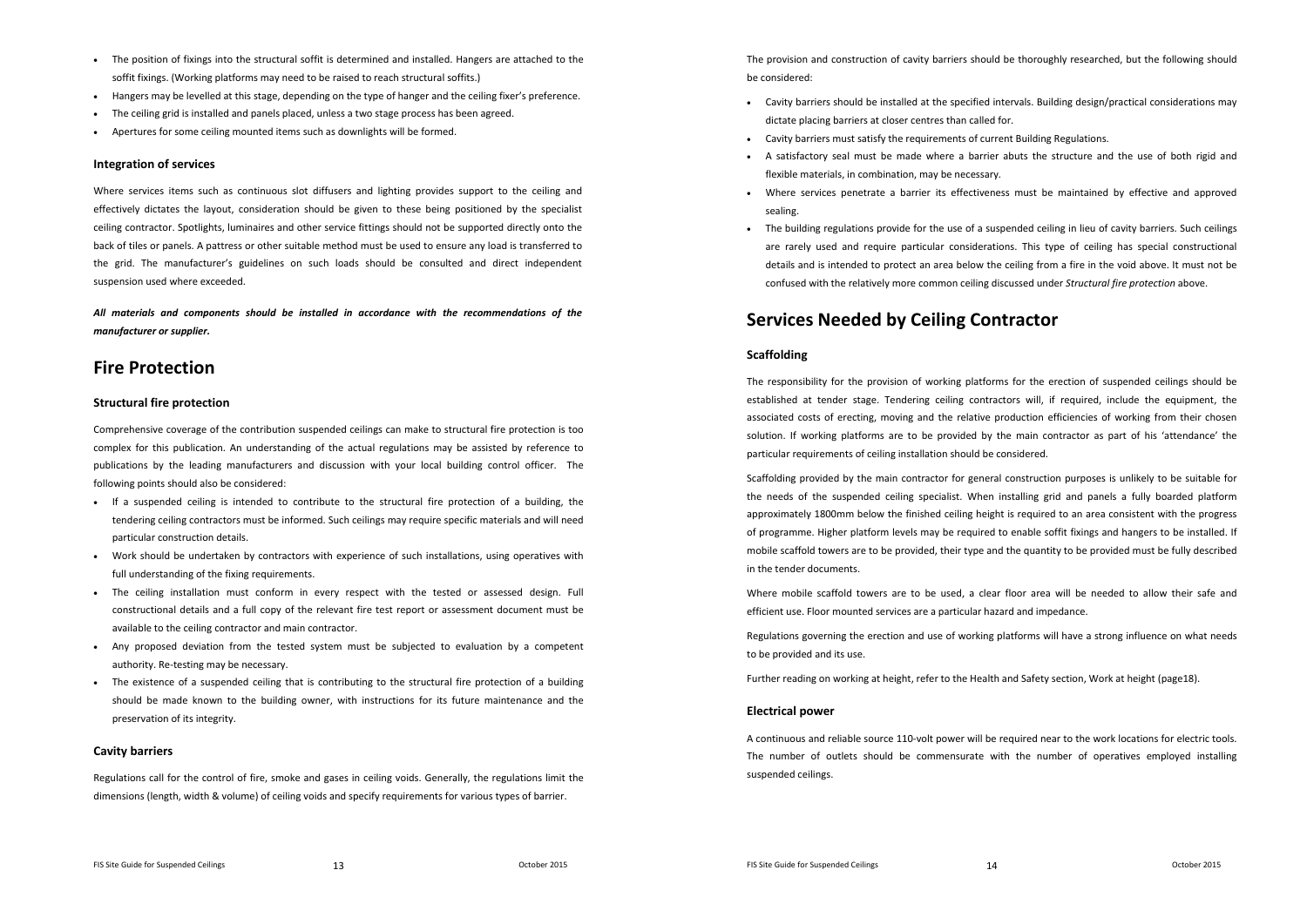- The position of fixings into the structural soffit is determined and installed. Hangers are attached to the soffit fixings. (Working platforms may need to be raised to reach structural soffits.)
- Hangers may be levelled at this stage, depending on the type of hanger and the ceiling fixer's preference.
- The ceiling grid is installed and panels placed, unless a two stage process has been agreed.
- Apertures for some ceiling mounted items such as downlights will be formed.

### Integration of services

Where services items such as continuous slot diffusers and lighting provides support to the ceiling and effectively dictates the layout, consideration should be given to these being positioned by the specialist ceiling contractor. Spotlights, luminaires and other service fittings should not be supported directly onto the back of tiles or panels. A pattress or other suitable method must be used to ensure any load is transferred to the grid. The manufacturer's guidelines on such loads should be consulted and direct independent suspension used where exceeded.

***All materials and components should be installed in accordance with the recommendations of the manufacturer or supplier.***

## Fire Protection

### Structural fire protection

Comprehensive coverage of the contribution suspended ceilings can make to structural fire protection is too complex for this publication. An understanding of the actual regulations may be assisted by reference to publications by the leading manufacturers and discussion with your local building control officer. The following points should also be considered:

- If a suspended ceiling is intended to contribute to the structural fire protection of a building, the tendering ceiling contractors must be informed. Such ceilings may require specific materials and will need particular construction details.
- Work should be undertaken by contractors with experience of such installations, using operatives with full understanding of the fixing requirements.
- The ceiling installation must conform in every respect with the tested or assessed design. Full constructional details and a full copy of the relevant fire test report or assessment document must be available to the ceiling contractor and main contractor.
- Any proposed deviation from the tested system must be subjected to evaluation by a competent authority. Re-testing may be necessary.
- The existence of a suspended ceiling that is contributing to the structural fire protection of a building should be made known to the building owner, with instructions for its future maintenance and the preservation of its integrity.

### Cavity barriers

Regulations call for the control of fire, smoke and gases in ceiling voids. Generally, the regulations limit the dimensions (length, width & volume) of ceiling voids and specify requirements for various types of barrier.

The provision and construction of cavity barriers should be thoroughly researched, but the following should be considered:

- Cavity barriers should be installed at the specified intervals. Building design/practical considerations may dictate placing barriers at closer centres than called for.
- Cavity barriers must satisfy the requirements of current Building Regulations.
- A satisfactory seal must be made where a barrier abuts the structure and the use of both rigid and flexible materials, in combination, may be necessary.
- Where services penetrate a barrier its effectiveness must be maintained by effective and approved sealing.
- The building regulations provide for the use of a suspended ceiling in lieu of cavity barriers. Such ceilings are rarely used and require particular considerations. This type of ceiling has special constructional details and is intended to protect an area below the ceiling from a fire in the void above. It must not be confused with the relatively more common ceiling discussed under *Structural fire protection* above.

## Services Needed by Ceiling Contractor

### Scaffolding

The responsibility for the provision of working platforms for the erection of suspended ceilings should be established at tender stage. Tendering ceiling contractors will, if required, include the equipment, the associated costs of erecting, moving and the relative production efficiencies of working from their chosen solution. If working platforms are to be provided by the main contractor as part of his 'attendance' the particular requirements of ceiling installation should be considered.

Scaffolding provided by the main contractor for general construction purposes is unlikely to be suitable for the needs of the suspended ceiling specialist. When installing grid and panels a fully boarded platform approximately 1800mm below the finished ceiling height is required to an area consistent with the progress of programme. Higher platform levels may be required to enable soffit fixings and hangers to be installed. If mobile scaffold towers are to be provided, their type and the quantity to be provided must be fully described in the tender documents.

Where mobile scaffold towers are to be used, a clear floor area will be needed to allow their safe and efficient use. Floor mounted services are a particular hazard and impedance.

Regulations governing the erection and use of working platforms will have a strong influence on what needs to be provided and its use.

Further reading on working at height, refer to the Health and Safety section, Work at height (page18).

### Electrical power

A continuous and reliable source 110-volt power will be required near to the work locations for electric tools. The number of outlets should be commensurate with the number of operatives employed installing suspended ceilings.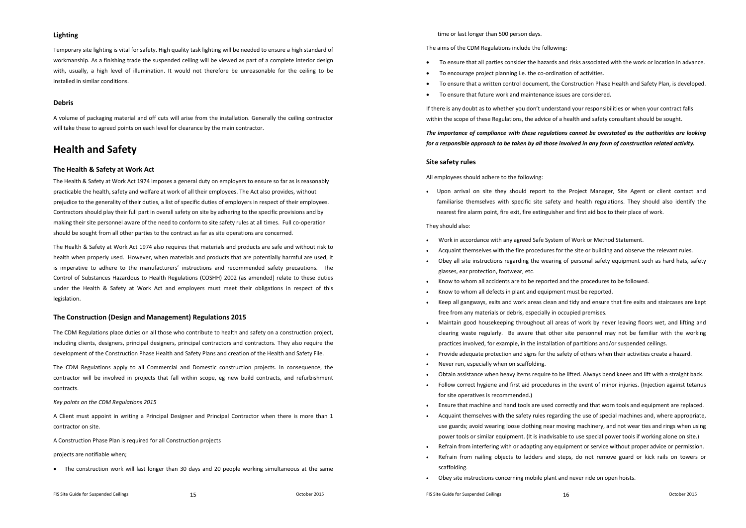### Lighting

Temporary site lighting is vital for safety. High quality task lighting will be needed to ensure a high standard of workmanship. As a finishing trade the suspended ceiling will be viewed as part of a complete interior design with, usually, a high level of illumination. It would not therefore be unreasonable for the ceiling to be installed in similar conditions.

### Debris

A volume of packaging material and off cuts will arise from the installation. Generally the ceiling contractor will take these to agreed points on each level for clearance by the main contractor.

## Health and Safety

### The Health & Safety at Work Act

The Health & Safety at Work Act 1974 imposes a general duty on employers to ensure so far as is reasonably practicable the health, safety and welfare at work of all their employees. The Act also provides, without prejudice to the generality of their duties, a list of specific duties of employers in respect of their employees. Contractors should play their full part in overall safety on site by adhering to the specific provisions and by making their site personnel aware of the need to conform to site safety rules at all times. Full co-operation should be sought from all other parties to the contract as far as site operations are concerned.

The Health & Safety at Work Act 1974 also requires that materials and products are safe and without risk to health when properly used. However, when materials and products that are potentially harmful are used, it is imperative to adhere to the manufacturers' instructions and recommended safety precautions. The Control of Substances Hazardous to Health Regulations (COSHH) 2002 (as amended) relate to these duties under the Health & Safety at Work Act and employers must meet their obligations in respect of this legislation.

### The Construction (Design and Management) Regulations 2015

The CDM Regulations place duties on all those who contribute to health and safety on a construction project, including clients, designers, principal designers, principal contractors and contractors. They also require the development of the Construction Phase Health and Safety Plans and creation of the Health and Safety File.

The CDM Regulations apply to all Commercial and Domestic construction projects. In consequence, the contractor will be involved in projects that fall within scope, eg new build contracts, and refurbishment contracts.

*Key points on the CDM Regulations 2015*

A Client must appoint in writing a Principal Designer and Principal Contractor when there is more than 1 contractor on site.

A Construction Phase Plan is required for all Construction projects

projects are notifiable when;

- The construction work will last longer than 30 days and 20 people working simultaneous at the same time or last longer than 500 person days.

The aims of the CDM Regulations include the following:

- To ensure that all parties consider the hazards and risks associated with the work or location in advance.
- To encourage project planning i.e. the co-ordination of activities.
- To ensure that a written control document, the Construction Phase Health and Safety Plan, is developed.
- To ensure that future work and maintenance issues are considered.

If there is any doubt as to whether you don't understand your responsibilities or when your contract falls within the scope of these Regulations, the advice of a health and safety consultant should be sought.

***The importance of compliance with these regulations cannot be overstated as the authorities are looking for a responsible approach to be taken by all those involved in any form of construction related activity.***

### Site safety rules

All employees should adhere to the following:

- Upon arrival on site they should report to the Project Manager, Site Agent or client contact and familiarise themselves with specific site safety and health regulations. They should also identify the nearest fire alarm point, fire exit, fire extinguisher and first aid box to their place of work.

They should also:

- Work in accordance with any agreed Safe System of Work or Method Statement.
- Acquaint themselves with the fire procedures for the site or building and observe the relevant rules.
- Obey all site instructions regarding the wearing of personal safety equipment such as hard hats, safety glasses, ear protection, footwear, etc.
- Know to whom all accidents are to be reported and the procedures to be followed.
- Know to whom all defects in plant and equipment must be reported.
- Keep all gangways, exits and work areas clean and tidy and ensure that fire exits and staircases are kept free from any materials or debris, especially in occupied premises.
- Maintain good housekeeping throughout all areas of work by never leaving floors wet, and lifting and clearing waste regularly. Be aware that other site personnel may not be familiar with the working practices involved, for example, in the installation of partitions and/or suspended ceilings.
- Provide adequate protection and signs for the safety of others when their activities create a hazard.
- Never run, especially when on scaffolding.
- Obtain assistance when heavy items require to be lifted. Always bend knees and lift with a straight back.
- Follow correct hygiene and first aid procedures in the event of minor injuries. (Injection against tetanus for site operatives is recommended.)
- Ensure that machine and hand tools are used correctly and that worn tools and equipment are replaced.
- Acquaint themselves with the safety rules regarding the use of special machines and, where appropriate, use guards; avoid wearing loose clothing near moving machinery, and not wear ties and rings when using power tools or similar equipment. (It is inadvisable to use special power tools if working alone on site.)
- Refrain from interfering with or adapting any equipment or service without proper advice or permission.
- Refrain from nailing objects to ladders and steps, do not remove guard or kick rails on towers or scaffolding.
- Obey site instructions concerning mobile plant and never ride on open hoists.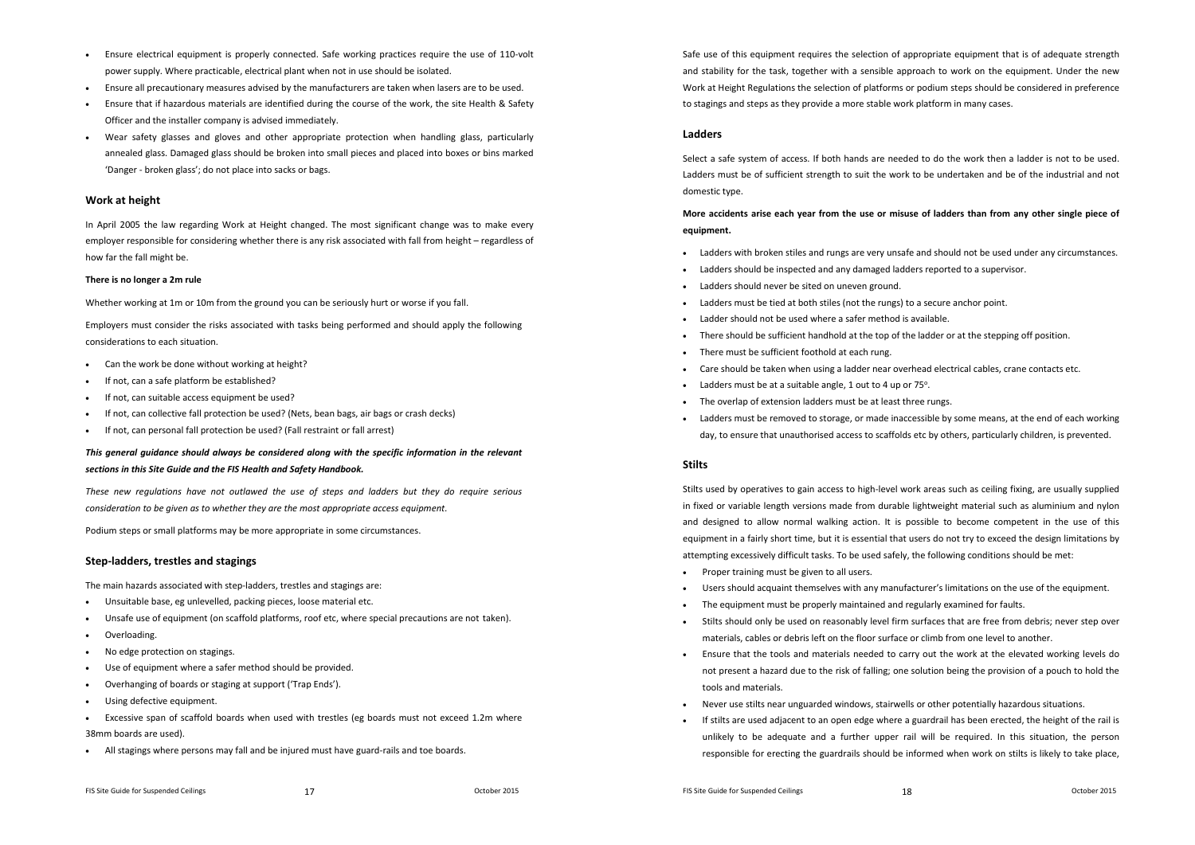- Ensure electrical equipment is properly connected. Safe working practices require the use of 110-volt power supply. Where practicable, electrical plant when not in use should be isolated.
- Ensure all precautionary measures advised by the manufacturers are taken when lasers are to be used.
- Ensure that if hazardous materials are identified during the course of the work, the site Health & Safety Officer and the installer company is advised immediately.
- Wear safety glasses and gloves and other appropriate protection when handling glass, particularly annealed glass. Damaged glass should be broken into small pieces and placed into boxes or bins marked 'Danger - broken glass'; do not place into sacks or bags.

### Work at height

In April 2005 the law regarding Work at Height changed. The most significant change was to make every employer responsible for considering whether there is any risk associated with fall from height – regardless of how far the fall might be.

**There is no longer a 2m rule**

Whether working at 1m or 10m from the ground you can be seriously hurt or worse if you fall.

Employers must consider the risks associated with tasks being performed and should apply the following considerations to each situation.

- Can the work be done without working at height?
- If not, can a safe platform be established?
- If not, can suitable access equipment be used?
- If not, can collective fall protection be used? (Nets, bean bags, air bags or crash decks)
- If not, can personal fall protection be used? (Fall restraint or fall arrest)

***This general guidance should always be considered along with the specific information in the relevant sections in this Site Guide and the FIS Health and Safety Handbook.***

*These new regulations have not outlawed the use of steps and ladders but they do require serious consideration to be given as to whether they are the most appropriate access equipment.*

Podium steps or small platforms may be more appropriate in some circumstances.

### Step-ladders, trestles and stagings

The main hazards associated with step-ladders, trestles and stagings are:

- Unsuitable base, eg unlevelled, packing pieces, loose material etc.
- Unsafe use of equipment (on scaffold platforms, roof etc, where special precautions are not taken).
- Overloading.
- No edge protection on stagings.
- Use of equipment where a safer method should be provided.
- Overhanging of boards or staging at support ('Trap Ends').
- Using defective equipment.
- Excessive span of scaffold boards when used with trestles (eg boards must not exceed 1.2m where 38mm boards are used).
- All stagings where persons may fall and be injured must have guard-rails and toe boards.

Safe use of this equipment requires the selection of appropriate equipment that is of adequate strength and stability for the task, together with a sensible approach to work on the equipment. Under the new Work at Height Regulations the selection of platforms or podium steps should be considered in preference to stagings and steps as they provide a more stable work platform in many cases.

### Ladders

Select a safe system of access. If both hands are needed to do the work then a ladder is not to be used. Ladders must be of sufficient strength to suit the work to be undertaken and be of the industrial and not domestic type.

**More accidents arise each year from the use or misuse of ladders than from any other single piece of equipment.**

- Ladders with broken stiles and rungs are very unsafe and should not be used under any circumstances.
- Ladders should be inspected and any damaged ladders reported to a supervisor.
- Ladders should never be sited on uneven ground.
- Ladders must be tied at both stiles (not the rungs) to a secure anchor point.
- Ladder should not be used where a safer method is available.
- There should be sufficient handhold at the top of the ladder or at the stepping off position.
- There must be sufficient foothold at each rung.
- Care should be taken when using a ladder near overhead electrical cables, crane contacts etc.
- Ladders must be at a suitable angle, 1 out to 4 up or 75°.
- The overlap of extension ladders must be at least three rungs.
- Ladders must be removed to storage, or made inaccessible by some means, at the end of each working day, to ensure that unauthorised access to scaffolds etc by others, particularly children, is prevented.

### Stilts

Stilts used by operatives to gain access to high-level work areas such as ceiling fixing, are usually supplied in fixed or variable length versions made from durable lightweight material such as aluminium and nylon and designed to allow normal walking action. It is possible to become competent in the use of this equipment in a fairly short time, but it is essential that users do not try to exceed the design limitations by attempting excessively difficult tasks. To be used safely, the following conditions should be met:

- Proper training must be given to all users.
- Users should acquaint themselves with any manufacturer's limitations on the use of the equipment.
- The equipment must be properly maintained and regularly examined for faults.
- Stilts should only be used on reasonably level firm surfaces that are free from debris; never step over materials, cables or debris left on the floor surface or climb from one level to another.
- Ensure that the tools and materials needed to carry out the work at the elevated working levels do not present a hazard due to the risk of falling; one solution being the provision of a pouch to hold the tools and materials.
- Never use stilts near unguarded windows, stairwells or other potentially hazardous situations.
- If stilts are used adjacent to an open edge where a guardrail has been erected, the height of the rail is unlikely to be adequate and a further upper rail will be required. In this situation, the person responsible for erecting the guardrails should be informed when work on stilts is likely to take place,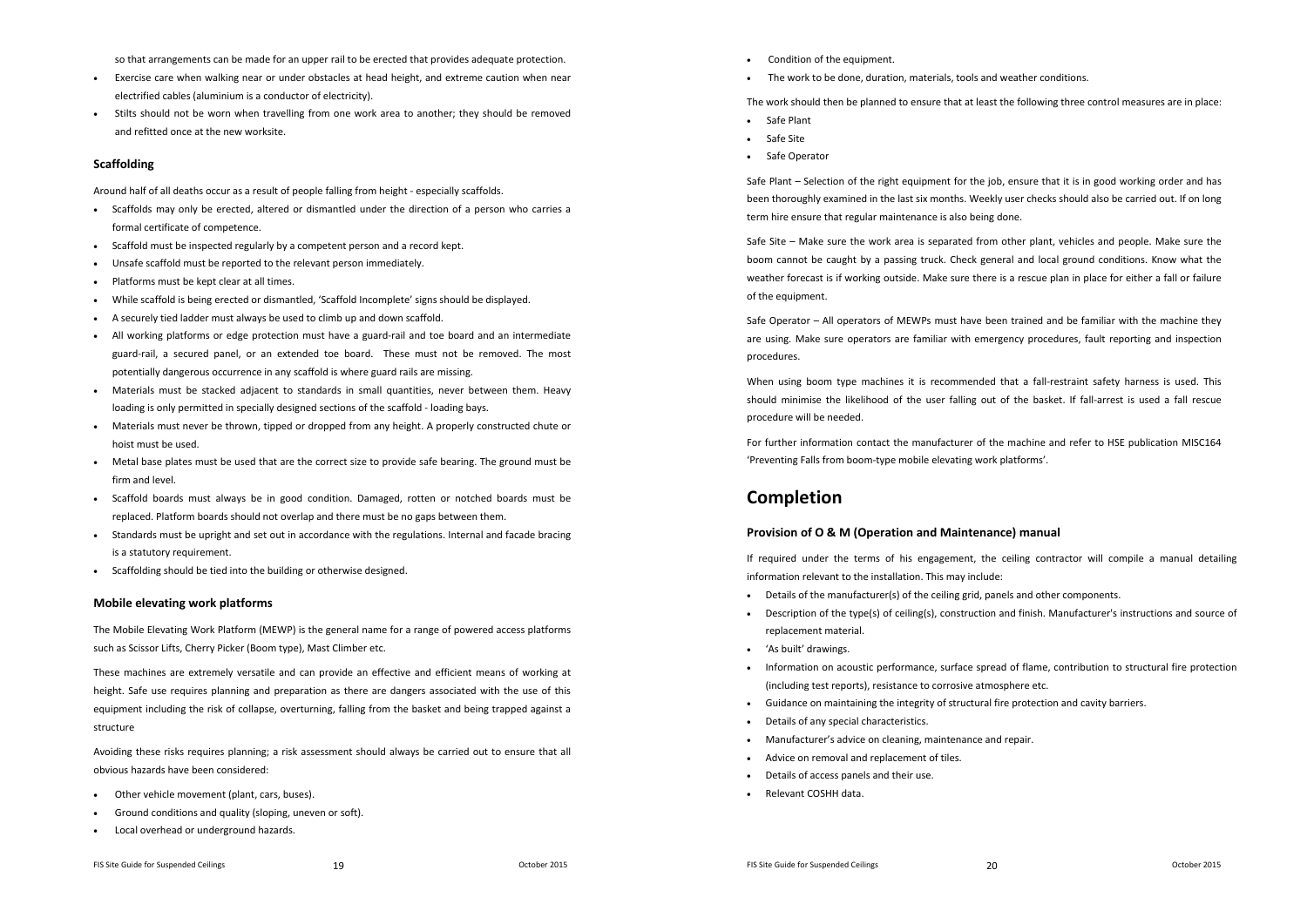so that arrangements can be made for an upper rail to be erected that provides adequate protection.

- Exercise care when walking near or under obstacles at head height, and extreme caution when near electrified cables (aluminium is a conductor of electricity).
- Stilts should not be worn when travelling from one work area to another; they should be removed and refitted once at the new worksite.

### Scaffolding

Around half of all deaths occur as a result of people falling from height - especially scaffolds.

- Scaffolds may only be erected, altered or dismantled under the direction of a person who carries a formal certificate of competence.
- Scaffold must be inspected regularly by a competent person and a record kept.
- Unsafe scaffold must be reported to the relevant person immediately.
- Platforms must be kept clear at all times.
- While scaffold is being erected or dismantled, 'Scaffold Incomplete' signs should be displayed.
- A securely tied ladder must always be used to climb up and down scaffold.
- All working platforms or edge protection must have a guard-rail and toe board and an intermediate guard-rail, a secured panel, or an extended toe board. These must not be removed. The most potentially dangerous occurrence in any scaffold is where guard rails are missing.
- Materials must be stacked adjacent to standards in small quantities, never between them. Heavy loading is only permitted in specially designed sections of the scaffold - loading bays.
- Materials must never be thrown, tipped or dropped from any height. A properly constructed chute or hoist must be used.
- Metal base plates must be used that are the correct size to provide safe bearing. The ground must be firm and level.
- Scaffold boards must always be in good condition. Damaged, rotten or notched boards must be replaced. Platform boards should not overlap and there must be no gaps between them.
- Standards must be upright and set out in accordance with the regulations. Internal and facade bracing is a statutory requirement.
- Scaffolding should be tied into the building or otherwise designed.

### Mobile elevating work platforms

The Mobile Elevating Work Platform (MEWP) is the general name for a range of powered access platforms such as Scissor Lifts, Cherry Picker (Boom type), Mast Climber etc.

These machines are extremely versatile and can provide an effective and efficient means of working at height. Safe use requires planning and preparation as there are dangers associated with the use of this equipment including the risk of collapse, overturning, falling from the basket and being trapped against a structure

Avoiding these risks requires planning; a risk assessment should always be carried out to ensure that all obvious hazards have been considered:

- Other vehicle movement (plant, cars, buses).
- Ground conditions and quality (sloping, uneven or soft).
- Local overhead or underground hazards.
- Condition of the equipment.
- The work to be done, duration, materials, tools and weather conditions.

The work should then be planned to ensure that at least the following three control measures are in place:

- Safe Plant
- Safe Site
- Safe Operator

Safe Plant – Selection of the right equipment for the job, ensure that it is in good working order and has been thoroughly examined in the last six months. Weekly user checks should also be carried out. If on long term hire ensure that regular maintenance is also being done.

Safe Site – Make sure the work area is separated from other plant, vehicles and people. Make sure the boom cannot be caught by a passing truck. Check general and local ground conditions. Know what the weather forecast is if working outside. Make sure there is a rescue plan in place for either a fall or failure of the equipment.

Safe Operator – All operators of MEWPs must have been trained and be familiar with the machine they are using. Make sure operators are familiar with emergency procedures, fault reporting and inspection procedures.

When using boom type machines it is recommended that a fall-restraint safety harness is used. This should minimise the likelihood of the user falling out of the basket. If fall-arrest is used a fall rescue procedure will be needed.

For further information contact the manufacturer of the machine and refer to HSE publication MISC164 'Preventing Falls from boom-type mobile elevating work platforms'.

## Completion

### Provision of O & M (Operation and Maintenance) manual

If required under the terms of his engagement, the ceiling contractor will compile a manual detailing information relevant to the installation. This may include:

- Details of the manufacturer(s) of the ceiling grid, panels and other components.
- Description of the type(s) of ceiling(s), construction and finish. Manufacturer's instructions and source of replacement material.
- 'As built' drawings.
- Information on acoustic performance, surface spread of flame, contribution to structural fire protection (including test reports), resistance to corrosive atmosphere etc.
- Guidance on maintaining the integrity of structural fire protection and cavity barriers.
- Details of any special characteristics.
- Manufacturer's advice on cleaning, maintenance and repair.
- Advice on removal and replacement of tiles.
- Details of access panels and their use.
- Relevant COSHH data.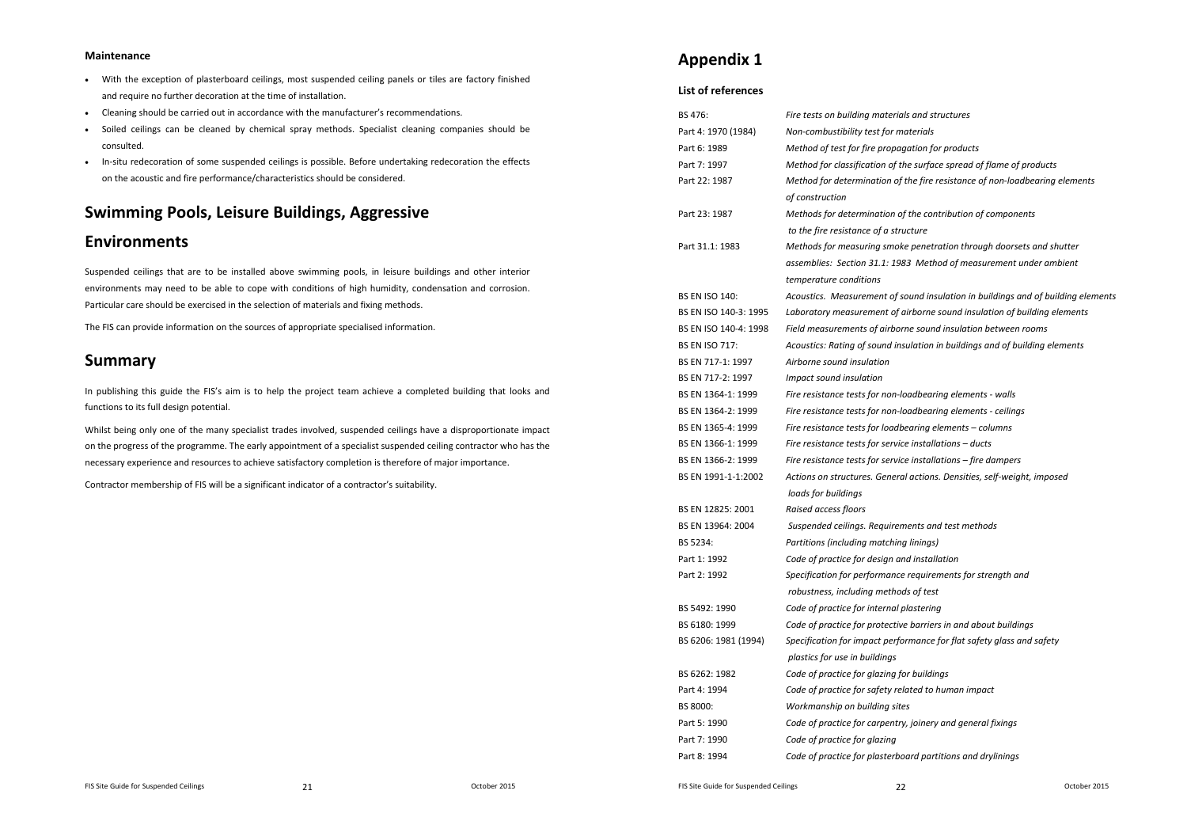#### Maintenance

- With the exception of plasterboard ceilings, most suspended ceiling panels or tiles are factory finished and require no further decoration at the time of installation.
- Cleaning should be carried out in accordance with the manufacturer's recommendations.
- Soiled ceilings can be cleaned by chemical spray methods. Specialist cleaning companies should be consulted.
- In-situ redecoration of some suspended ceilings is possible. Before undertaking redecoration the effects on the acoustic and fire performance/characteristics should be considered.

## Swimming Pools, Leisure Buildings, Aggressive Environments

Suspended ceilings that are to be installed above swimming pools, in leisure buildings and other interior environments may need to be able to cope with conditions of high humidity, condensation and corrosion. Particular care should be exercised in the selection of materials and fixing methods.

The FIS can provide information on the sources of appropriate specialised information.

## Summary

In publishing this guide the FIS's aim is to help the project team achieve a completed building that looks and functions to its full design potential.

Whilst being only one of the many specialist trades involved, suspended ceilings have a disproportionate impact on the progress of the programme. The early appointment of a specialist suspended ceiling contractor who has the necessary experience and resources to achieve satisfactory completion is therefore of major importance.

Contractor membership of FIS will be a significant indicator of a contractor's suitability.

# Appendix 1

#### List of references

| | |
|---|---|
| BS 476: | *Fire tests on building materials and structures* |
| Part 4: 1970 (1984) | *Non-combustibility test for materials* |
| Part 6: 1989 | *Method of test for fire propagation for products* |
| Part 7: 1997 | *Method for classification of the surface spread of flame of products* |
| Part 22: 1987 | *Method for determination of the fire resistance of non-loadbearing elements of construction* |
| Part 23: 1987 | *Methods for determination of the contribution of components to the fire resistance of a structure* |
| Part 31.1: 1983 | *Methods for measuring smoke penetration through doorsets and shutter assemblies: Section 31.1: 1983 Method of measurement under ambient temperature conditions* |
| BS EN ISO 140: | *Acoustics. Measurement of sound insulation in buildings and of building elements* |
| BS EN ISO 140-3: 1995 | *Laboratory measurement of airborne sound insulation of building elements* |
| BS EN ISO 140-4: 1998 | *Field measurements of airborne sound insulation between rooms* |
| BS EN ISO 717: | *Acoustics: Rating of sound insulation in buildings and of building elements* |
| BS EN 717-1: 1997 | *Airborne sound insulation* |
| BS EN 717-2: 1997 | *Impact sound insulation* |
| BS EN 1364-1: 1999 | *Fire resistance tests for non-loadbearing elements - walls* |
| BS EN 1364-2: 1999 | *Fire resistance tests for non-loadbearing elements - ceilings* |
| BS EN 1365-4: 1999 | *Fire resistance tests for loadbearing elements – columns* |
| BS EN 1366-1: 1999 | *Fire resistance tests for service installations – ducts* |
| BS EN 1366-2: 1999 | *Fire resistance tests for service installations – fire dampers* |
| BS EN 1991-1-1:2002 | *Actions on structures. General actions. Densities, self-weight, imposed loads for buildings* |
| BS EN 12825: 2001 | *Raised access floors* |
| BS EN 13964: 2004 | *Suspended ceilings. Requirements and test methods* |
| BS 5234: | *Partitions (including matching linings)* |
| Part 1: 1992 | *Code of practice for design and installation* |
| Part 2: 1992 | *Specification for performance requirements for strength and robustness, including methods of test* |
| BS 5492: 1990 | *Code of practice for internal plastering* |
| BS 6180: 1999 | *Code of practice for protective barriers in and about buildings* |
| BS 6206: 1981 (1994) | *Specification for impact performance for flat safety glass and safety plastics for use in buildings* |
| BS 6262: 1982 | *Code of practice for glazing for buildings* |
| Part 4: 1994 | *Code of practice for safety related to human impact* |
| BS 8000: | *Workmanship on building sites* |
| Part 5: 1990 | *Code of practice for carpentry, joinery and general fixings* |
| Part 7: 1990 | *Code of practice for glazing* |
| Part 8: 1994 | *Code of practice for plasterboard partitions and drylinings* |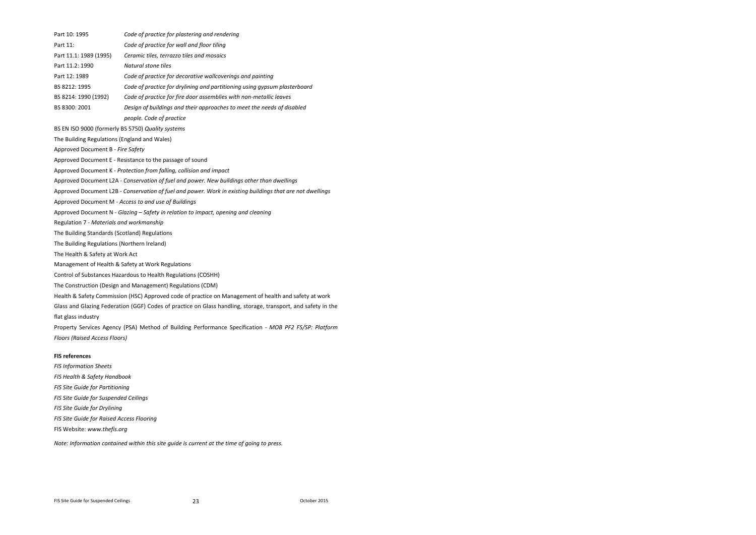| | |
|---|---|
| Part 10: 1995 | *Code of practice for plastering and rendering* |
| Part 11: | *Code of practice for wall and floor tiling* |
| Part 11.1: 1989 (1995) | *Ceramic tiles, terrazzo tiles and mosaics* |
| Part 11.2: 1990 | *Natural stone tiles* |
| Part 12: 1989 | *Code of practice for decorative wallcoverings and painting* |
| BS 8212: 1995 | *Code of practice for drylining and partitioning using gypsum plasterboard* |
| BS 8214: 1990 (1992) | *Code of practice for fire door assemblies with non-metallic leaves* |
| BS 8300: 2001 | *Design of buildings and their approaches to meet the needs of disabled people. Code of practice* |

BS EN ISO 9000 (formerly BS 5750) *Quality systems*

The Building Regulations (England and Wales)

Approved Document B - *Fire Safety*

Approved Document E - Resistance to the passage of sound

Approved Document K - *Protection from falling, collision and impact*

Approved Document L2A - *Conservation of fuel and power. New buildings other than dwellings*

Approved Document L2B - *Conservation of fuel and power. Work in existing buildings that are not dwellings*

Approved Document M - *Access to and use of Buildings*

Approved Document N - *Glazing – Safety in relation to impact, opening and cleaning*

Regulation 7 - *Materials and workmanship*

The Building Standards (Scotland) Regulations

The Building Regulations (Northern Ireland)

The Health & Safety at Work Act

Management of Health & Safety at Work Regulations

Control of Substances Hazardous to Health Regulations (COSHH)

The Construction (Design and Management) Regulations (CDM)

Health & Safety Commission (HSC) Approved code of practice on Management of health and safety at work

Glass and Glazing Federation (GGF) Codes of practice on Glass handling, storage, transport, and safety in the flat glass industry

Property Services Agency (PSA) Method of Building Performance Specification - *MOB PF2 FS/SP: Platform Floors (Raised Access Floors)*

**FIS references**

*FIS Information Sheets*

*FIS Health & Safety Handbook*

*FIS Site Guide for Partitioning*

*FIS Site Guide for Suspended Ceilings*

*FIS Site Guide for Drylining*

*FIS Site Guide for Raised Access Flooring*

FIS Website: *www.thefis.org*

*Note: Information contained within this site guide is current at the time of going to press.*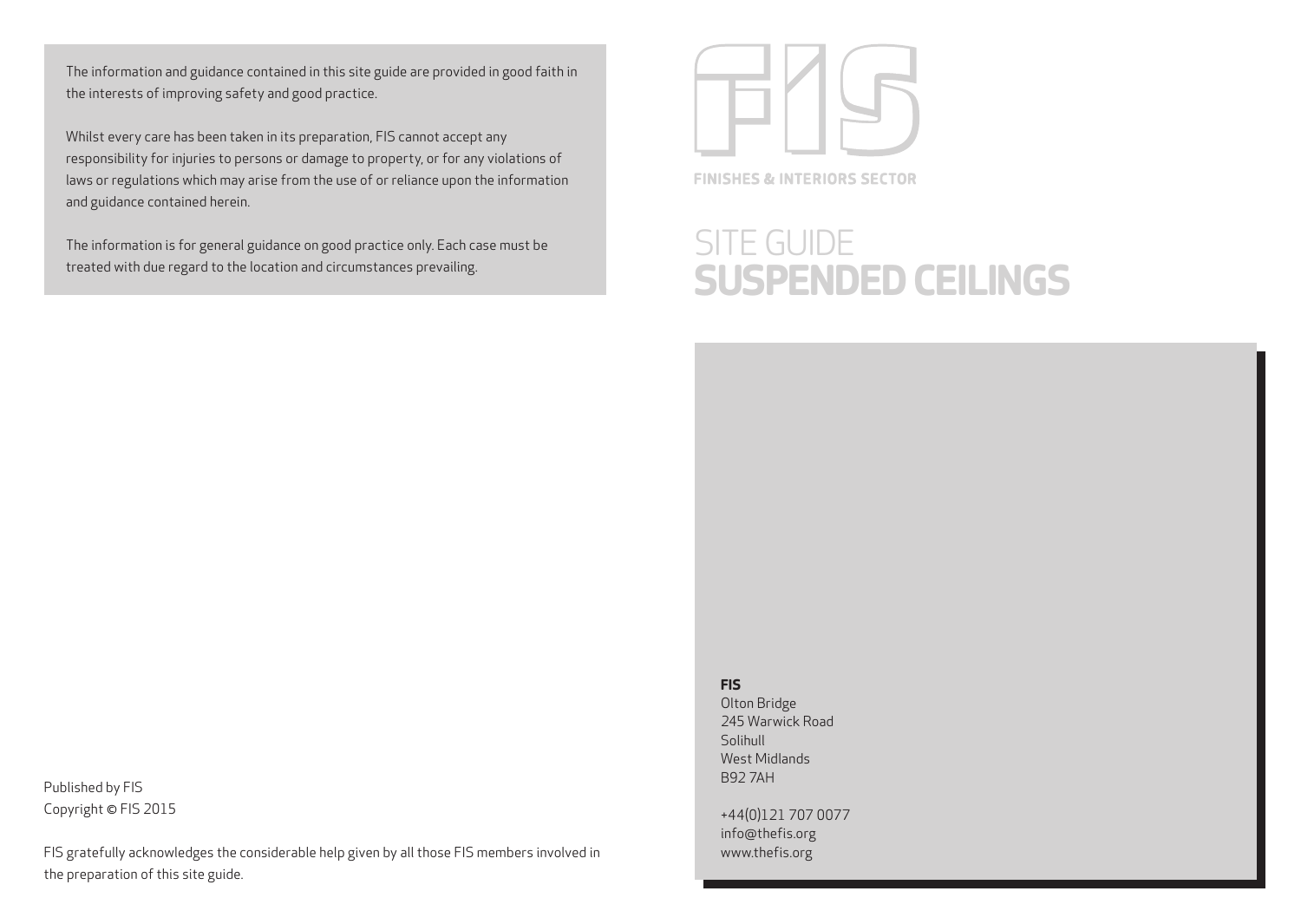The information and guidance contained in this site guide are provided in good faith in the interests of improving safety and good practice.

Whilst every care has been taken in its preparation, FIS cannot accept any responsibility for injuries to persons or damage to property, or for any violations of laws or regulations which may arise from the use of or reliance upon the information and guidance contained herein.

The information is for general guidance on good practice only. Each case must be treated with due regard to the location and circumstances prevailing.

Published by FIS
Copyright © FIS 2015

FIS gratefully acknowledges the considerable help given by all those FIS members involved in the preparation of this site guide.

FIS

FINISHES & INTERIORS SECTOR

# SITE GUIDE
# SUSPENDED CEILINGS

**FIS**
Olton Bridge
245 Warwick Road
Solihull
West Midlands
B92 7AH

+44(0)121 707 0077
info@thefis.org
www.thefis.org